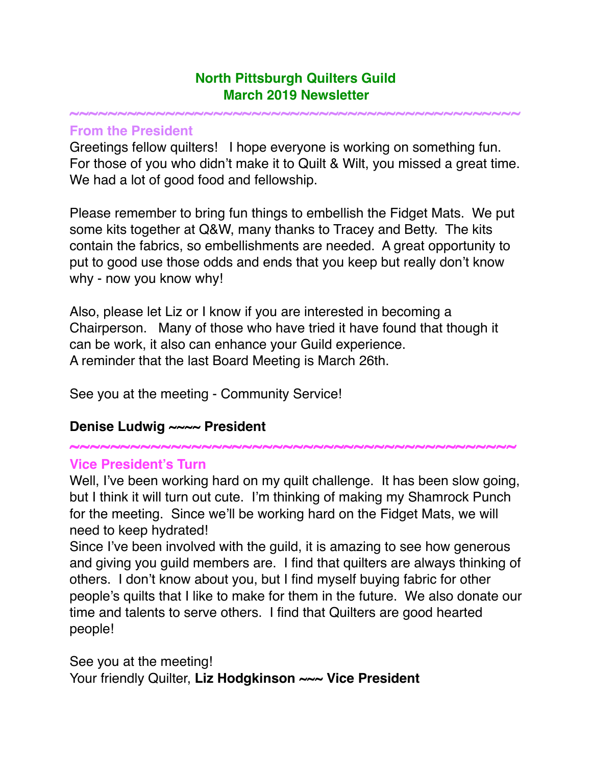# North Pittsburgh Quilters Guild
# March 2019 Newsletter

~~~~~~~~~~~~~~~~~~~~~~~~~~~~~~~~~~~~~~~~~~~~~~~~~~~~

## From the President

Greetings fellow quilters! I hope everyone is working on something fun. For those of you who didn't make it to Quilt & Wilt, you missed a great time. We had a lot of good food and fellowship.

Please remember to bring fun things to embellish the Fidget Mats. We put some kits together at Q&W, many thanks to Tracey and Betty. The kits contain the fabrics, so embellishments are needed. A great opportunity to put to good use those odds and ends that you keep but really don't know why - now you know why!

Also, please let Liz or I know if you are interested in becoming a Chairperson. Many of those who have tried it have found that though it can be work, it also can enhance your Guild experience.
A reminder that the last Board Meeting is March 26th.

See you at the meeting - Community Service!

**Denise Ludwig ~~~~ President**

~~~~~~~~~~~~~~~~~~~~~~~~~~~~~~~~~~~~~~~~~~~~~~~~~~~~

## Vice President's Turn

Well, I've been working hard on my quilt challenge. It has been slow going, but I think it will turn out cute. I'm thinking of making my Shamrock Punch for the meeting. Since we'll be working hard on the Fidget Mats, we will need to keep hydrated!
Since I've been involved with the guild, it is amazing to see how generous and giving you guild members are. I find that quilters are always thinking of others. I don't know about you, but I find myself buying fabric for other people's quilts that I like to make for them in the future. We also donate our time and talents to serve others. I find that Quilters are good hearted people!

See you at the meeting!
Your friendly Quilter, **Liz Hodgkinson ~~~ Vice President**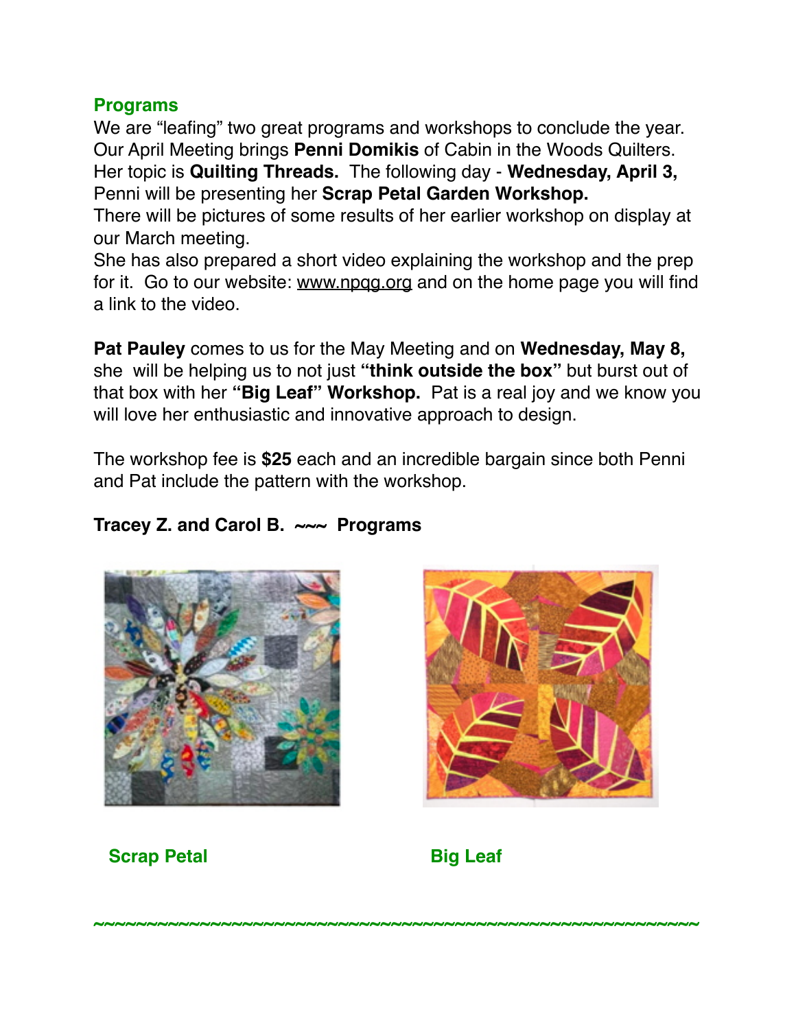## Programs

We are "leafing" two great programs and workshops to conclude the year. Our April Meeting brings **Penni Domikis** of Cabin in the Woods Quilters. Her topic is **Quilting Threads.** The following day - **Wednesday, April 3,** Penni will be presenting her **Scrap Petal Garden Workshop.**

There will be pictures of some results of her earlier workshop on display at our March meeting.

She has also prepared a short video explaining the workshop and the prep for it. Go to our website: www.npqg.org and on the home page you will find a link to the video.

**Pat Pauley** comes to us for the May Meeting and on **Wednesday, May 8,** she will be helping us to not just **"think outside the box"** but burst out of that box with her **"Big Leaf" Workshop.** Pat is a real joy and we know you will love her enthusiastic and innovative approach to design.

The workshop fee is **$25** each and an incredible bargain since both Penni and Pat include the pattern with the workshop.

**Tracey Z. and Carol B. ~~~ Programs**

**Scrap Petal**

**Big Leaf**

~~~~~~~~~~~~~~~~~~~~~~~~~~~~~~~~~~~~~~~~~~~~~~~~~~~~~~~~~~~~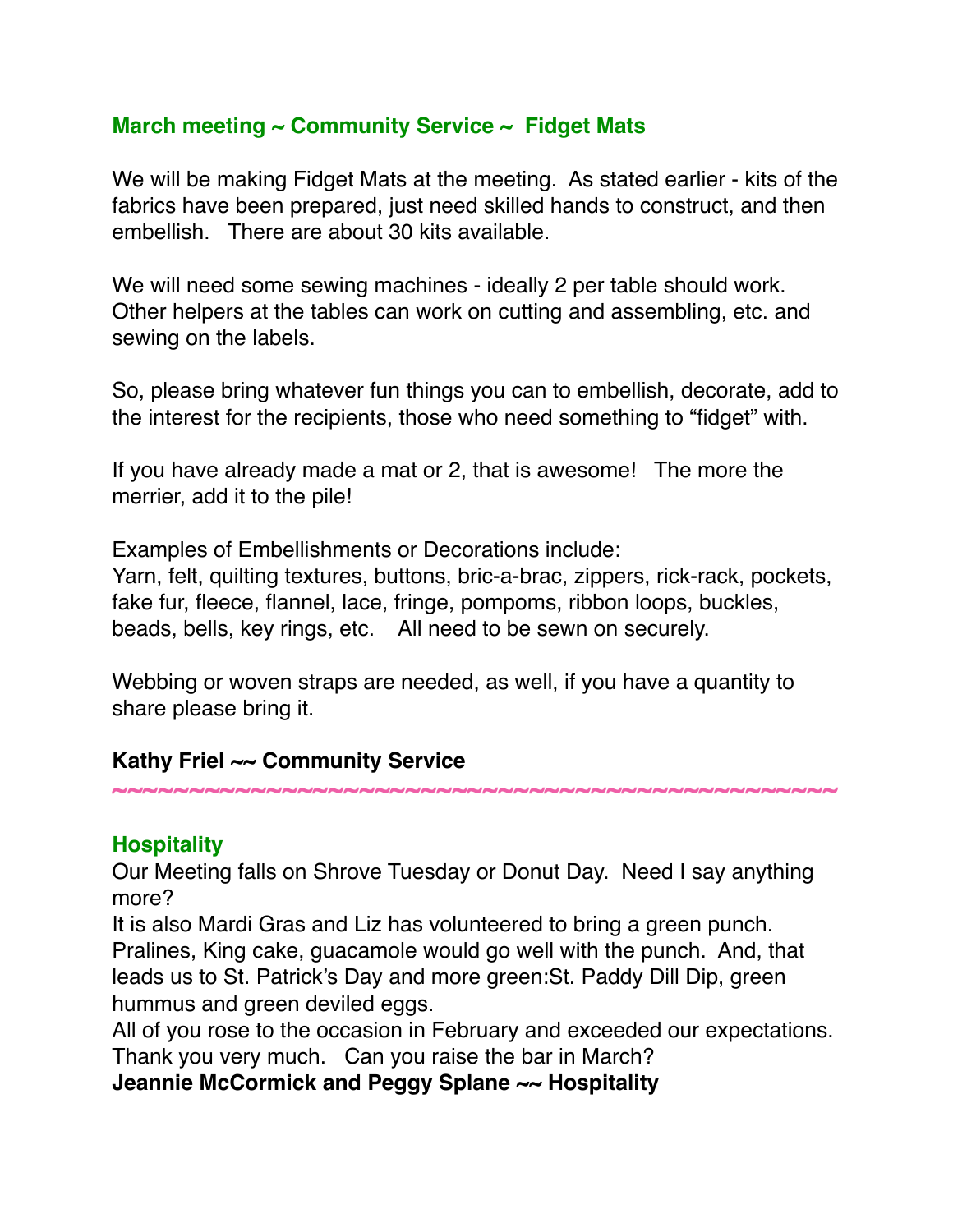## March meeting ~ Community Service ~ Fidget Mats

We will be making Fidget Mats at the meeting. As stated earlier - kits of the fabrics have been prepared, just need skilled hands to construct, and then embellish. There are about 30 kits available.

We will need some sewing machines - ideally 2 per table should work. Other helpers at the tables can work on cutting and assembling, etc. and sewing on the labels.

So, please bring whatever fun things you can to embellish, decorate, add to the interest for the recipients, those who need something to "fidget" with.

If you have already made a mat or 2, that is awesome! The more the merrier, add it to the pile!

Examples of Embellishments or Decorations include:
Yarn, felt, quilting textures, buttons, bric-a-brac, zippers, rick-rack, pockets, fake fur, fleece, flannel, lace, fringe, pompoms, ribbon loops, buckles, beads, bells, key rings, etc. All need to be sewn on securely.

Webbing or woven straps are needed, as well, if you have a quantity to share please bring it.

**Kathy Friel ~~ Community Service**

~~~~~~~~~~~~~~~~~~~~~~~~~~~~~~~~~~~~~~~~~~~~~~~~

## Hospitality

Our Meeting falls on Shrove Tuesday or Donut Day. Need I say anything more?
It is also Mardi Gras and Liz has volunteered to bring a green punch. Pralines, King cake, guacamole would go well with the punch. And, that leads us to St. Patrick's Day and more green:St. Paddy Dill Dip, green hummus and green deviled eggs.
All of you rose to the occasion in February and exceeded our expectations. Thank you very much. Can you raise the bar in March?
**Jeannie McCormick and Peggy Splane ~~ Hospitality**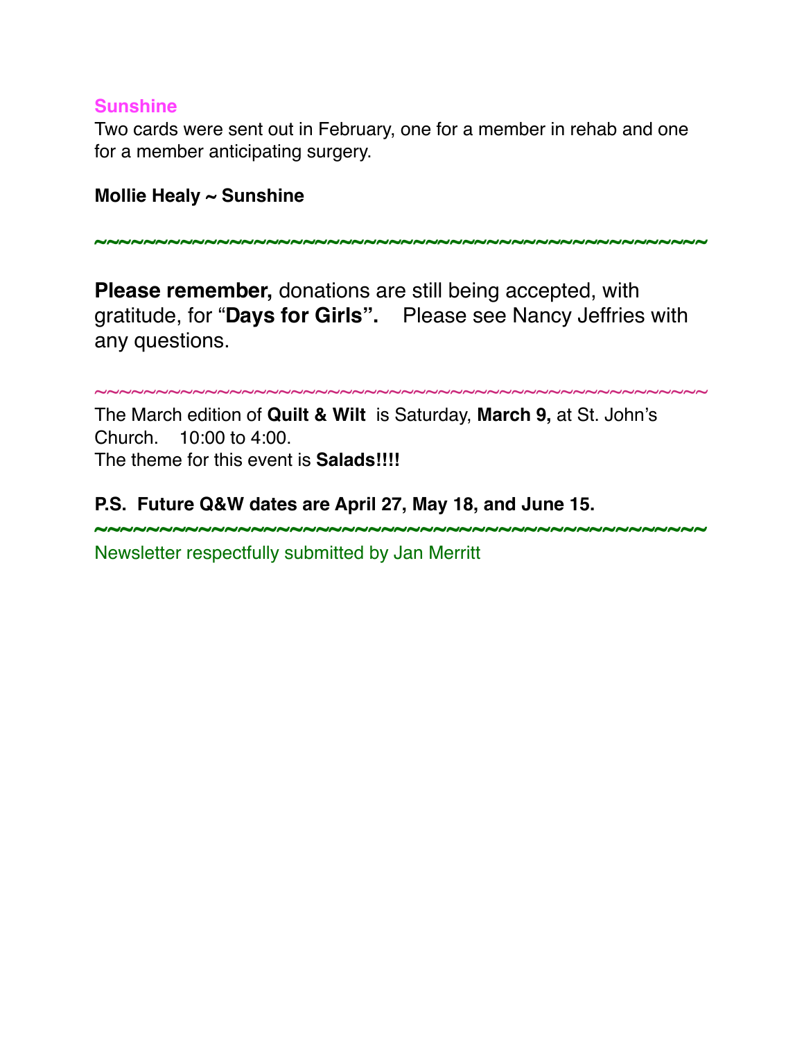## Sunshine

Two cards were sent out in February, one for a member in rehab and one for a member anticipating surgery.

**Mollie Healy ~ Sunshine**

~~~~~~~~~~~~~~~~~~~~~~~~~~~~~~~~~~~~~~~~~~~~~~~~~~~~

**Please remember,** donations are still being accepted, with gratitude, for "**Days for Girls".** Please see Nancy Jeffries with any questions.

~~~~~~~~~~~~~~~~~~~~~~~~~~~~~~~~~~~~~~~~~~~~~~~~~~~~

The March edition of **Quilt & Wilt** is Saturday, **March 9,** at St. John's Church. 10:00 to 4:00.
The theme for this event is **Salads!!!!**

**P.S. Future Q&W dates are April 27, May 18, and June 15.**

~~~~~~~~~~~~~~~~~~~~~~~~~~~~~~~~~~~~~~~~~~~~~~~~~~~~

Newsletter respectfully submitted by Jan Merritt